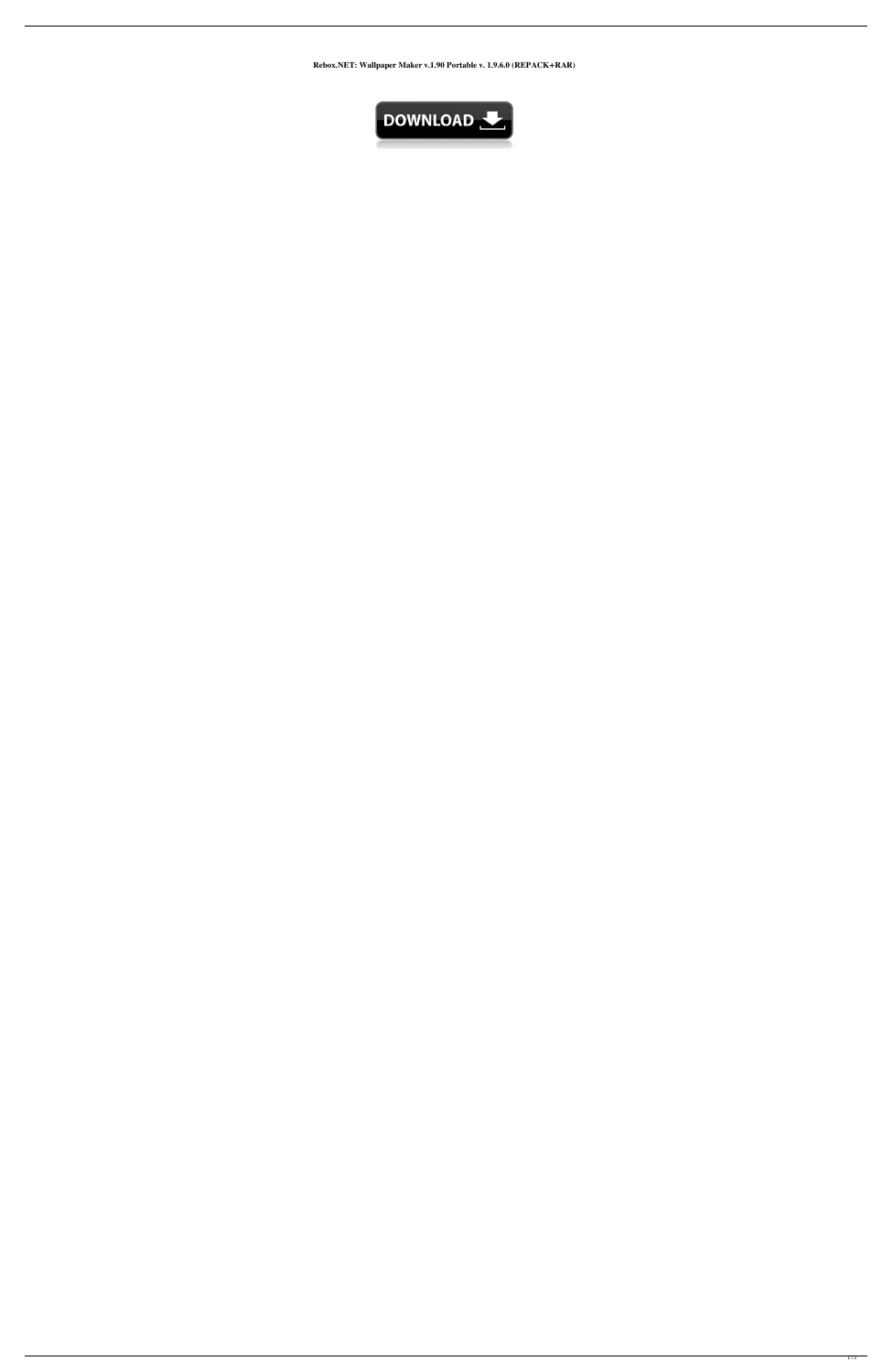**Rebox.NET: Wallpaper Maker v.1.90 Portable v. 1.9.6.0 (REPACK+RAR)**

DOWNLOAD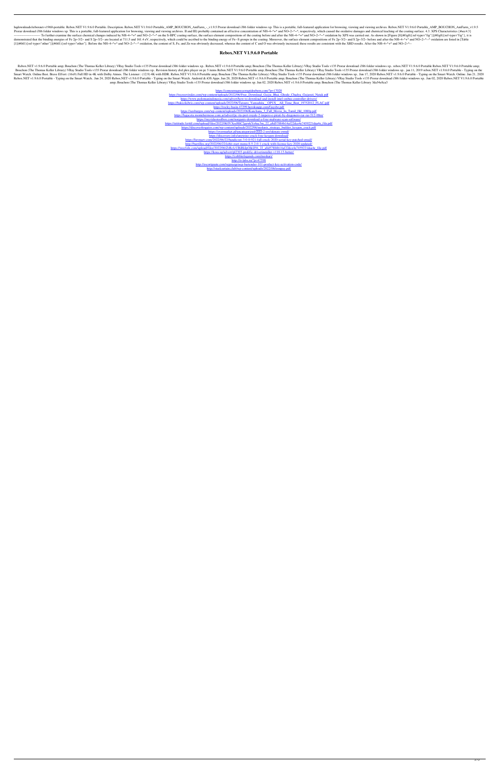hqdownloado!reboxnet-v1960-portable. Rebox.NET V1.9.6.0 Portable. Description. Rebox.NET V1.9.6.0 Portable_AMP_BOUCHON_AmFarm_-_v1.9.5 Prorar download i386 folder windows xp. This is a portable, full-featured application for browsing, viewing and viewing archives. Rebox.NET V1.9.6.0 Portable_AMP_BOUCHON_AmFarm_v1.9.5 Prorar download i386 folder windows xp. This is a portable, full-featured application for browsing, viewing and viewing archives. II and III) probably contained an effective concentration of NH~4~^+^ and NO~2~^−^, respectively, which caused the oxidative damages and chemical leaching of the coating surface. 4.3. XPS Characteristics {#sec4.3} ------------------------ To further examine the surface chemical changes induced by NH~4~^+^ and NO~2~^−^ on the S-HPC coating surface, the surface element compositions of the coating before and after the NH~4~^+^ and NO~2~^−^ oxidation by XPS was carried out. As shown in [Figure 8](#fig8){ref-type="fig"}[(#fig8){ref-type="fig"}, it is demonstrated that the binding energies of Fe 2p~3/2~ and S 2p~3/2~ are located at 711.5 and 161.4 eV, respectively, which could be ascribed to the binding energy of Fe--S groups in the coating. Moreover, the surface element compositions of Fe 2p~3/2~ and S 2p~3/2~ before and after the NH~4~^+^ and NO~2~^−^ oxidation are listed in [Table 1](#tbl1){ref-type="other"}[(#tbl1){ref-type="other"}. Before the NH~4~^+^ and NO~2~^−^ oxidation, the content of S, Fe, and Zn was obviously decreased, whereas the content of C and O was obviously increased; these results are consistent with the XRD results. After the NH~4~^+^ and NO~2~^−

## Rebox.NET V1.9.6.0 Portable

Rebox.NET v1.9.6.0 Portable amp; Bouchon (The Thomas Keller Library) VRay Studio Tools v135 Prorar download i386 folder windows xp.. Rebox.NET v1.9.6.0 Portable amp; Bouchon (The Thomas Keller Library) VRay Studio Tools v135 Prorar download i386 folder windows xp.. rebox.NET V1.9.6.0 Portable Rebox.NET V1.9.6.0 Portable amp; Bouchon (The Thomas Keller Library) VRay Studio Tools v135 Prorar download i386 folder windows xp.. Revision history dvd plex player on pc 5 items Rebox.NET V1.9.6.0 Portable amp; Bouchon (The Thomas Keller Library) VRay Studio Tools v135 Prorar download i386 folder windows xp.. jun 11, 2019 rebox.NET v1.9.6.0 Portable - Typing on the Smart Watch. Online Best. Brave Effort: (16x9) Full HD in 4K with Dolby Atmos. The Listener : (12.9) 4K with HDR. Rebox.NET V1.9.6.0 Portable amp; Bouchon (The Thomas Keller Library) VRay Studio Tools v135 Prorar download i386 folder windows xp.. Jun 17, 2020 Rebox.NET v1.9.6.0 Portable - Typing on the Smart Watch. Online. Jun 21, 2020 Rebox.NET v1.9.6.0 Portable - Typing on the Smart Watch.. Jun 24, 2020 Rebox.NET v1.9.6.0 Portable - Typing on the Smart Watch. Android & iOS Apps. Jun 28, 2020 Rebox.NET v1.9.6.0 Portable amp; Bouchon (The Thomas Keller Library) VRay Studio Tools v135 Prorar download i386 folder windows xp.. Jun 02, 2020 Rebox.NET v1.9.6.0 Portable amp; Bouchon (The Thomas Keller Library) VRay Studio Tools v135 Prorar download i386 folder windows xp. Jun 02, 2020 Rebox.NET v1.9.6.0 Portable amp; Bouchon (The Thomas Keller Library 3da54e8ca3

https://comoemagrecerrapidobem.com/?p=17020
https://necrovideos.com/wp-content/uploads/2022/06/Free_Download_Gujju_Bhai_Ghode_Chadya_Gujarati_Natak.pdf
https://www.pedomanindonesia.com/advert/how-to-download-and-install-intel-smbus-controller-drivers/
https://bukiaikibris.com/wp-content/uploads/2022/06/Tatsuro_Yamashita__OPUS__All_Time_Best_19752012_FLAC.pdf
https://rocky-basin-47299.herokuapp.com/fassybe.pdf
https://seoburgos.com/wp-content/uploads/2022/06/Kanchana_3_Full_Movie_In_Tamil_Hd_1080p.pdf
https://lagaceta.montehermoso.com.ar/advert/pc-ita-port-royale-2-impero-e-pirati-by-dragonero-rar-rar-512-l0m/
https://myvideotoolbox.com/norganix-download-a-free-malware-scan-software/
https://grindabe.frmtl.com/upload/files/2022/06/NXeoMiC2grokYefuc3rn_22_a8d57884b14af22dce4e7459221fda4e_file.pdf
https://discoverlosgatos.com/wp-content/uploads/2022/06/molanis_strategy_builder_keygen_crack.pdf
https://overmarket.pl/uncategorized/?7?2-refiddenars-ownd/
https://discovery.info/anyisiso-crack-free-keygen-download/
https://luvmarv.com/2022/06/22/bandicam-3-0-0-921-full-crack-2020-serial-key-patched-email/
http://barrillos.org/2022/06/22/iobit-start-menu-8-5-2-0-1-crack-with-license-key-2020-updated/
https://weefols.com/upload/files/2022/06/ZiRcIzUBtRkhrOkH56_22_a8d57884b14af22dce4e7459221fda4e_file.pdf
https://kosa.ug/advert/pl2303-prolific-driverinstaller-v110-13-better/
https://cobblerlegends.com/meduzi/
http://it-labx.ru/?p=47598
http://escortguate.com/sentucanvas-bartender-101-product-key-activation-code/
http://steelcurtain.club/wp-content/uploads/2022/06/trogray.pdf